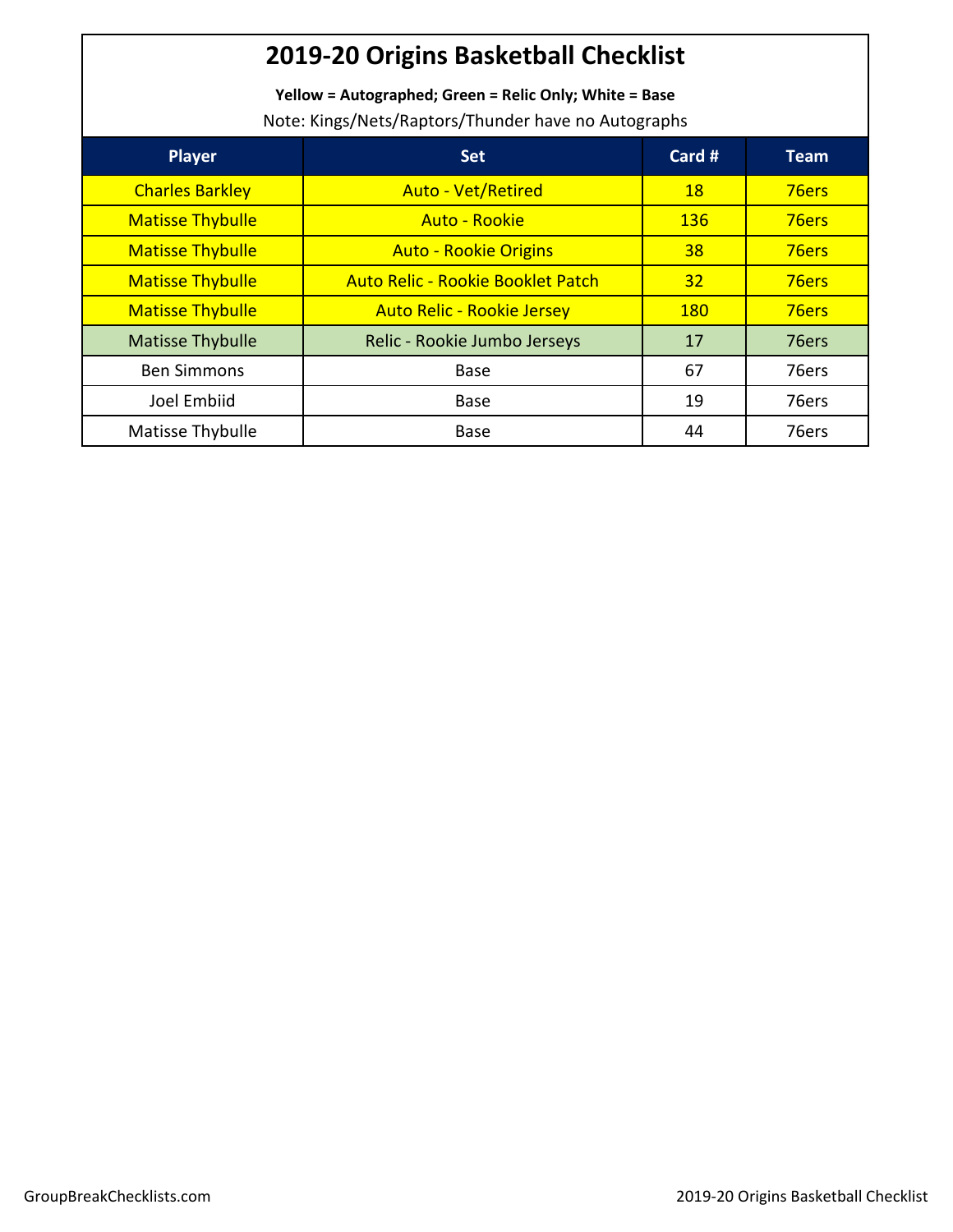# 2019-20 Origins Basketball Checklist

**Yellow = Autographed; Green = Relic Only; White = Base**

Note: Kings/Nets/Raptors/Thunder have no Autographs

| Player | Set | Card # | Team |
|---|---|---|---|
| Charles Barkley | Auto - Vet/Retired | 18 | 76ers |
| Matisse Thybulle | Auto - Rookie | 136 | 76ers |
| Matisse Thybulle | Auto - Rookie Origins | 38 | 76ers |
| Matisse Thybulle | Auto Relic - Rookie Booklet Patch | 32 | 76ers |
| Matisse Thybulle | Auto Relic - Rookie Jersey | 180 | 76ers |
| Matisse Thybulle | Relic - Rookie Jumbo Jerseys | 17 | 76ers |
| Ben Simmons | Base | 67 | 76ers |
| Joel Embiid | Base | 19 | 76ers |
| Matisse Thybulle | Base | 44 | 76ers |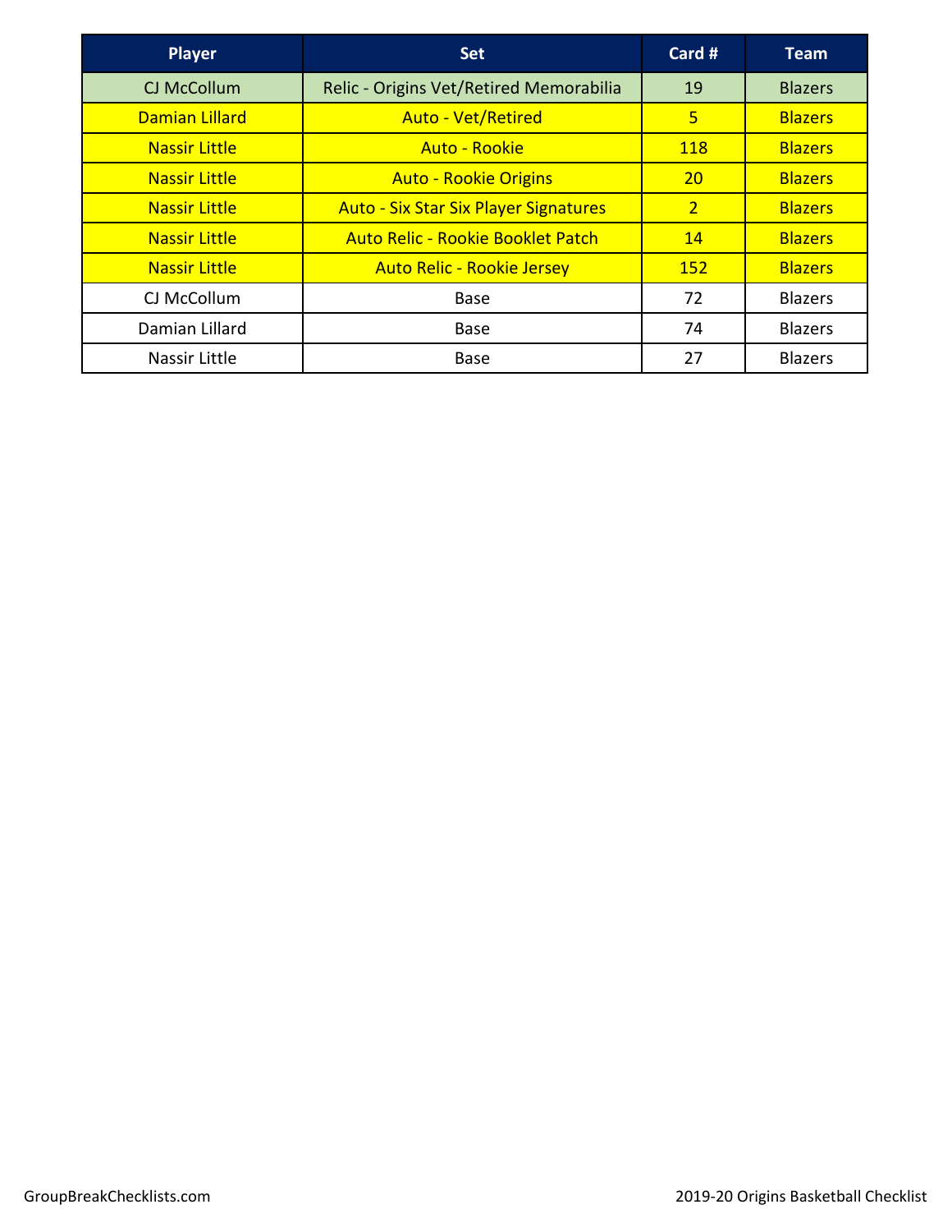| Player | Set | Card # | Team |
|---|---|---|---|
| CJ McCollum | Relic - Origins Vet/Retired Memorabilia | 19 | Blazers |
| Damian Lillard | Auto - Vet/Retired | 5 | Blazers |
| Nassir Little | Auto - Rookie | 118 | Blazers |
| Nassir Little | Auto - Rookie Origins | 20 | Blazers |
| Nassir Little | Auto - Six Star Six Player Signatures | 2 | Blazers |
| Nassir Little | Auto Relic - Rookie Booklet Patch | 14 | Blazers |
| Nassir Little | Auto Relic - Rookie Jersey | 152 | Blazers |
| CJ McCollum | Base | 72 | Blazers |
| Damian Lillard | Base | 74 | Blazers |
| Nassir Little | Base | 27 | Blazers |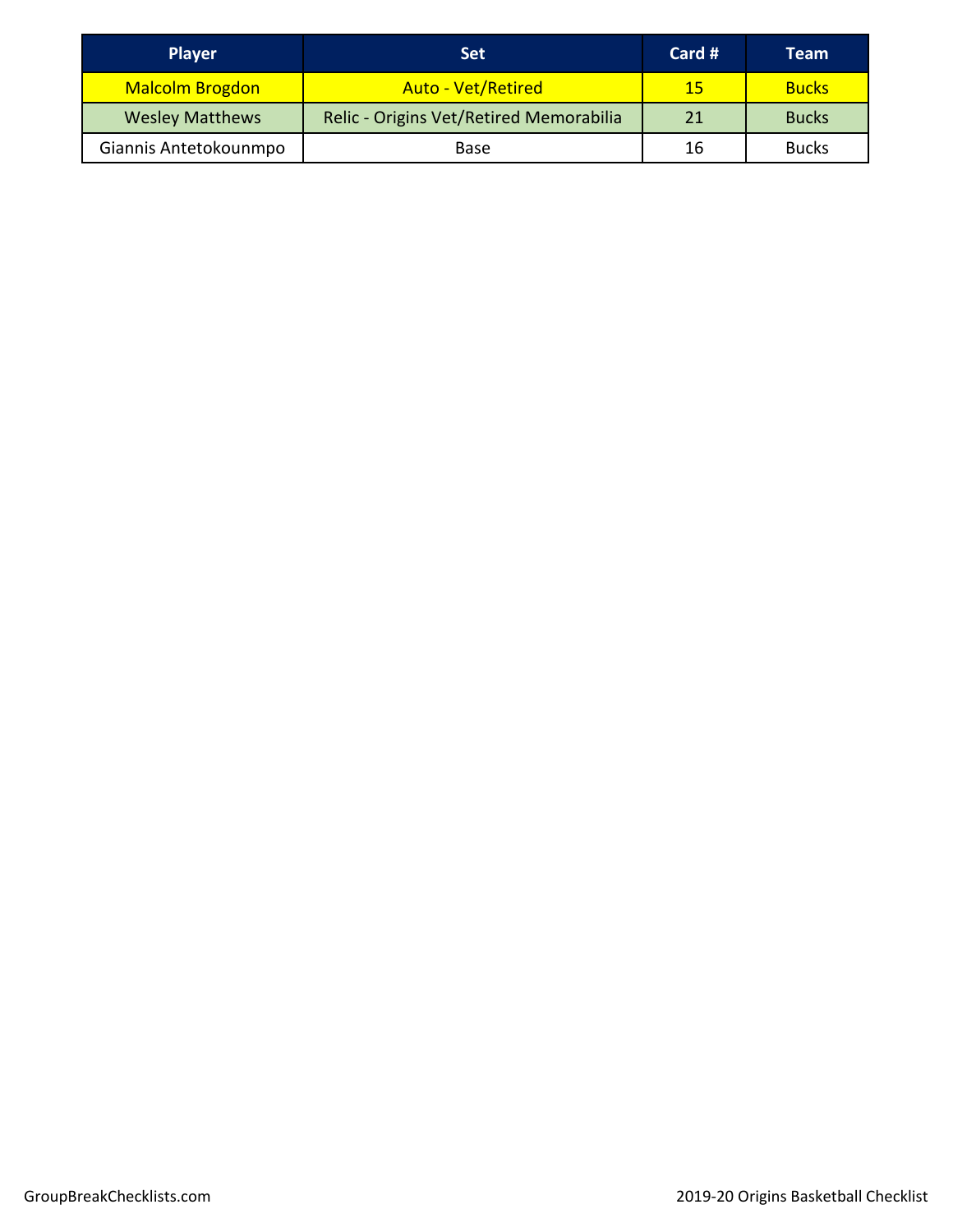| Player | Set | Card # | Team |
| --- | --- | --- | --- |
| Malcolm Brogdon | Auto - Vet/Retired | 15 | Bucks |
| Wesley Matthews | Relic - Origins Vet/Retired Memorabilia | 21 | Bucks |
| Giannis Antetokounmpo | Base | 16 | Bucks |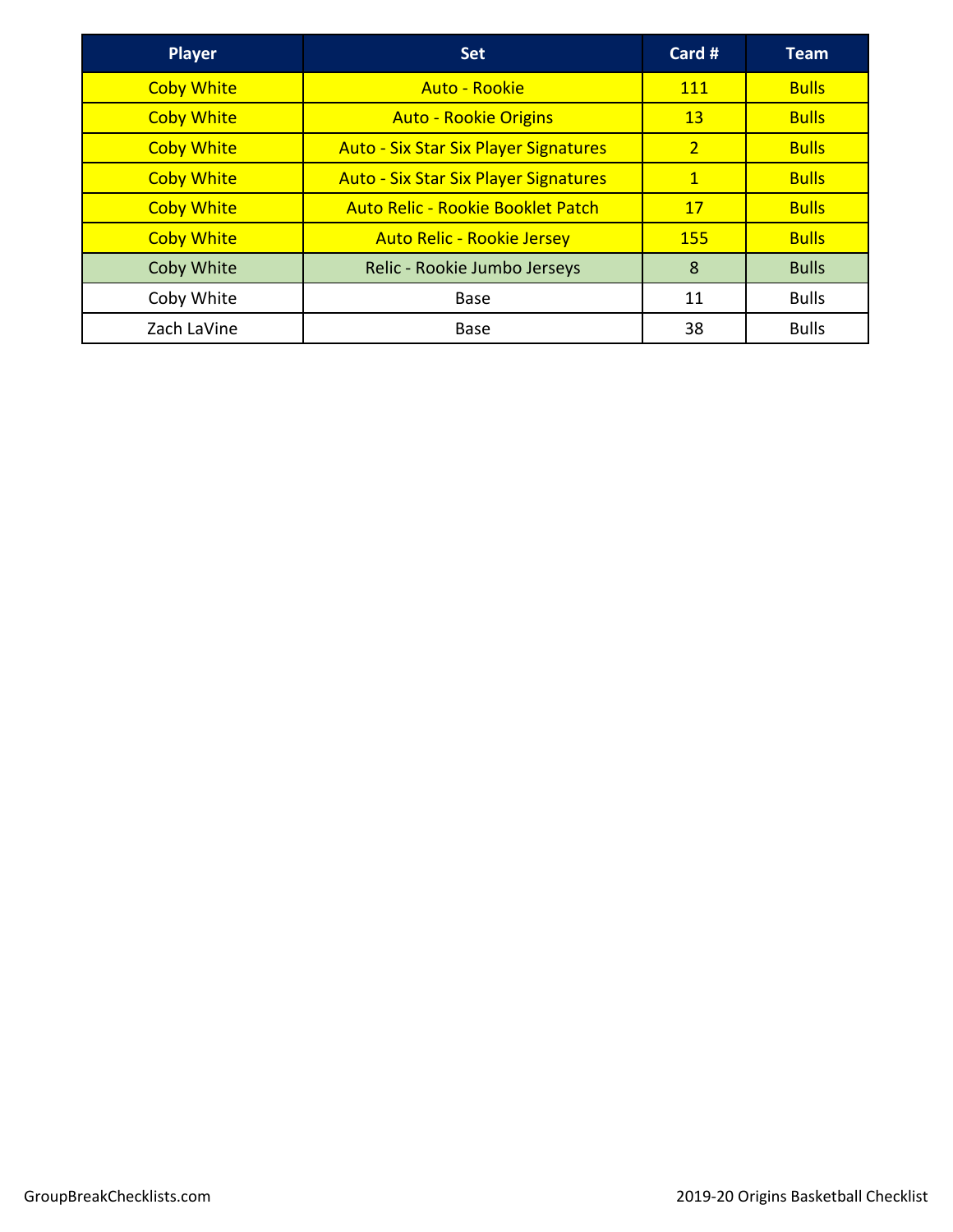| Player | Set | Card # | Team |
|---|---|---|---|
| Coby White | Auto - Rookie | 111 | Bulls |
| Coby White | Auto - Rookie Origins | 13 | Bulls |
| Coby White | Auto - Six Star Six Player Signatures | 2 | Bulls |
| Coby White | Auto - Six Star Six Player Signatures | 1 | Bulls |
| Coby White | Auto Relic - Rookie Booklet Patch | 17 | Bulls |
| Coby White | Auto Relic - Rookie Jersey | 155 | Bulls |
| Coby White | Relic - Rookie Jumbo Jerseys | 8 | Bulls |
| Coby White | Base | 11 | Bulls |
| Zach LaVine | Base | 38 | Bulls |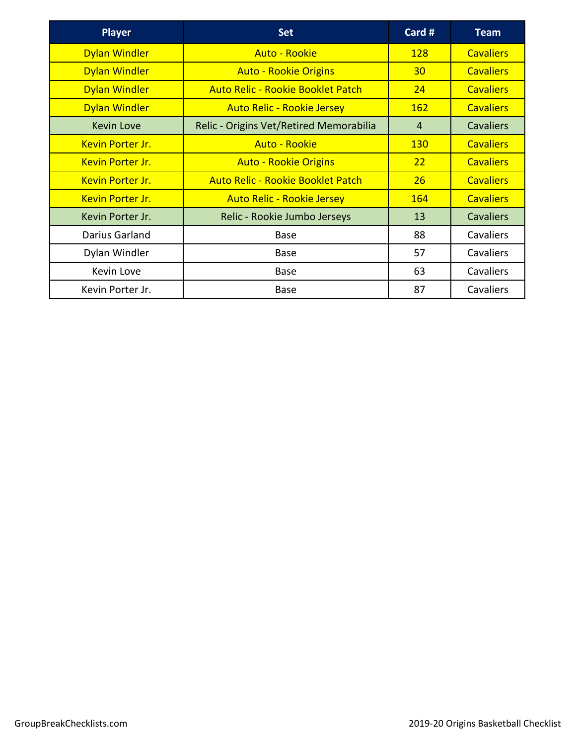| Player | Set | Card # | Team |
|---|---|---|---|
| Dylan Windler | Auto - Rookie | 128 | Cavaliers |
| Dylan Windler | Auto - Rookie Origins | 30 | Cavaliers |
| Dylan Windler | Auto Relic - Rookie Booklet Patch | 24 | Cavaliers |
| Dylan Windler | Auto Relic - Rookie Jersey | 162 | Cavaliers |
| Kevin Love | Relic - Origins Vet/Retired Memorabilia | 4 | Cavaliers |
| Kevin Porter Jr. | Auto - Rookie | 130 | Cavaliers |
| Kevin Porter Jr. | Auto - Rookie Origins | 22 | Cavaliers |
| Kevin Porter Jr. | Auto Relic - Rookie Booklet Patch | 26 | Cavaliers |
| Kevin Porter Jr. | Auto Relic - Rookie Jersey | 164 | Cavaliers |
| Kevin Porter Jr. | Relic - Rookie Jumbo Jerseys | 13 | Cavaliers |
| Darius Garland | Base | 88 | Cavaliers |
| Dylan Windler | Base | 57 | Cavaliers |
| Kevin Love | Base | 63 | Cavaliers |
| Kevin Porter Jr. | Base | 87 | Cavaliers |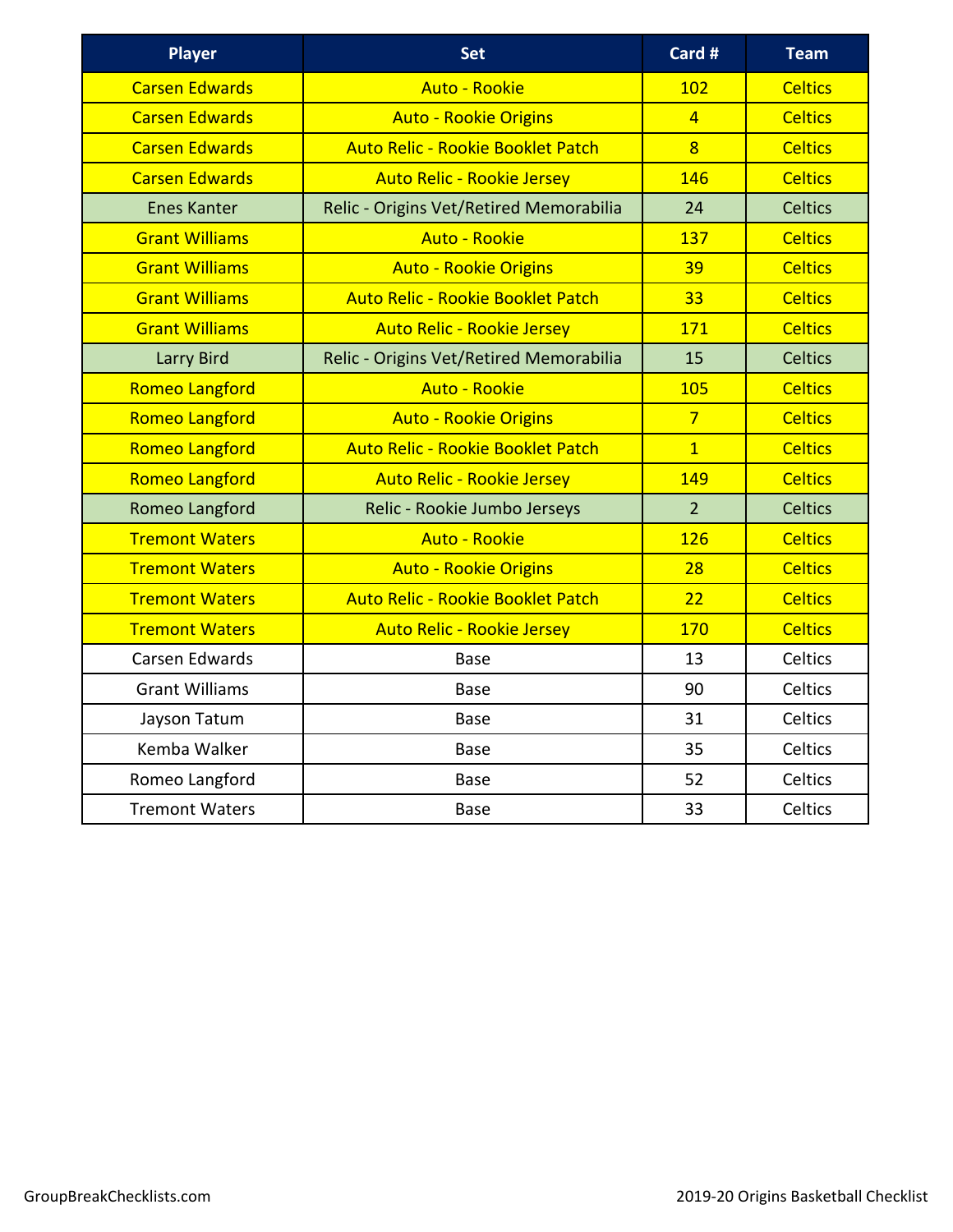| Player | Set | Card # | Team |
|---|---|---|---|
| Carsen Edwards | Auto - Rookie | 102 | Celtics |
| Carsen Edwards | Auto - Rookie Origins | 4 | Celtics |
| Carsen Edwards | Auto Relic - Rookie Booklet Patch | 8 | Celtics |
| Carsen Edwards | Auto Relic - Rookie Jersey | 146 | Celtics |
| Enes Kanter | Relic - Origins Vet/Retired Memorabilia | 24 | Celtics |
| Grant Williams | Auto - Rookie | 137 | Celtics |
| Grant Williams | Auto - Rookie Origins | 39 | Celtics |
| Grant Williams | Auto Relic - Rookie Booklet Patch | 33 | Celtics |
| Grant Williams | Auto Relic - Rookie Jersey | 171 | Celtics |
| Larry Bird | Relic - Origins Vet/Retired Memorabilia | 15 | Celtics |
| Romeo Langford | Auto - Rookie | 105 | Celtics |
| Romeo Langford | Auto - Rookie Origins | 7 | Celtics |
| Romeo Langford | Auto Relic - Rookie Booklet Patch | 1 | Celtics |
| Romeo Langford | Auto Relic - Rookie Jersey | 149 | Celtics |
| Romeo Langford | Relic - Rookie Jumbo Jerseys | 2 | Celtics |
| Tremont Waters | Auto - Rookie | 126 | Celtics |
| Tremont Waters | Auto - Rookie Origins | 28 | Celtics |
| Tremont Waters | Auto Relic - Rookie Booklet Patch | 22 | Celtics |
| Tremont Waters | Auto Relic - Rookie Jersey | 170 | Celtics |
| Carsen Edwards | Base | 13 | Celtics |
| Grant Williams | Base | 90 | Celtics |
| Jayson Tatum | Base | 31 | Celtics |
| Kemba Walker | Base | 35 | Celtics |
| Romeo Langford | Base | 52 | Celtics |
| Tremont Waters | Base | 33 | Celtics |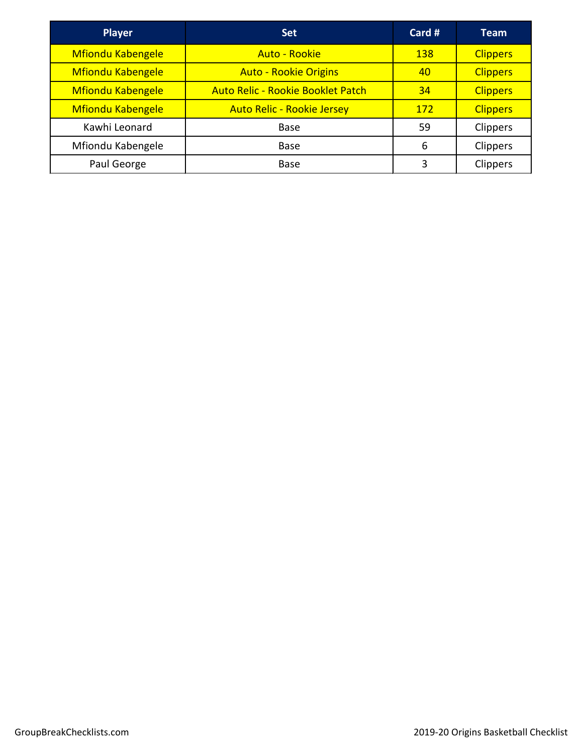| Player | Set | Card # | Team |
| --- | --- | --- | --- |
| Mfiondu Kabengele | Auto - Rookie | 138 | Clippers |
| Mfiondu Kabengele | Auto - Rookie Origins | 40 | Clippers |
| Mfiondu Kabengele | Auto Relic - Rookie Booklet Patch | 34 | Clippers |
| Mfiondu Kabengele | Auto Relic - Rookie Jersey | 172 | Clippers |
| Kawhi Leonard | Base | 59 | Clippers |
| Mfiondu Kabengele | Base | 6 | Clippers |
| Paul George | Base | 3 | Clippers |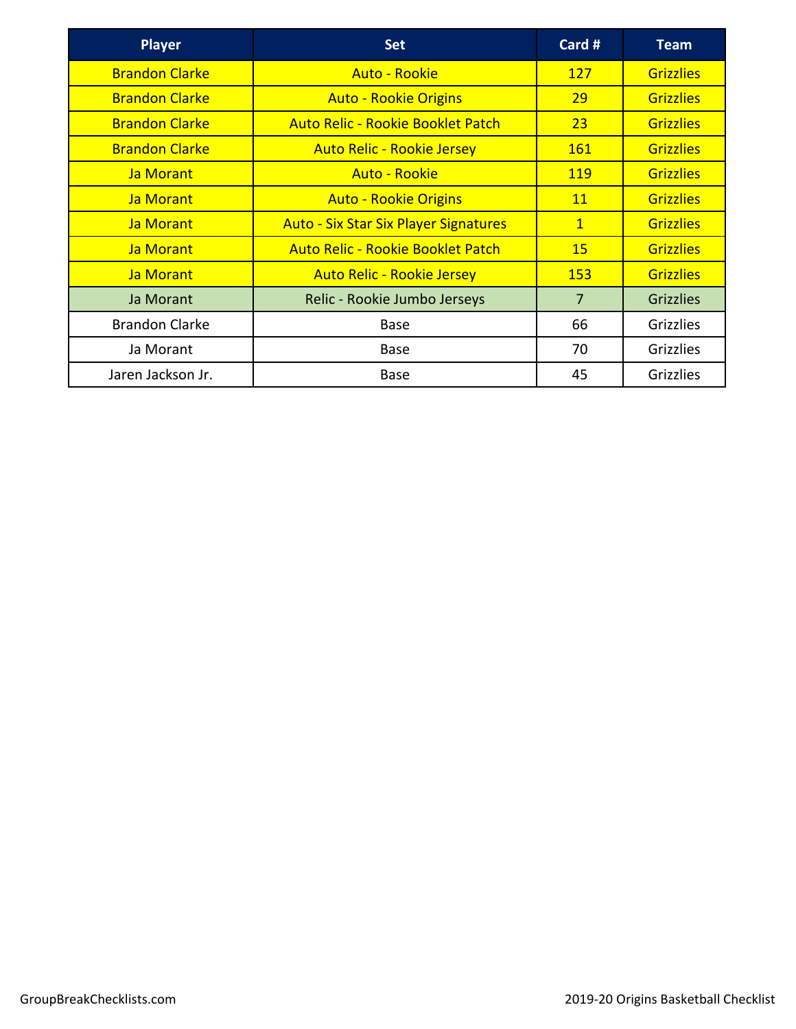| Player | Set | Card # | Team |
|---|---|---|---|
| Brandon Clarke | Auto - Rookie | 127 | Grizzlies |
| Brandon Clarke | Auto - Rookie Origins | 29 | Grizzlies |
| Brandon Clarke | Auto Relic - Rookie Booklet Patch | 23 | Grizzlies |
| Brandon Clarke | Auto Relic - Rookie Jersey | 161 | Grizzlies |
| Ja Morant | Auto - Rookie | 119 | Grizzlies |
| Ja Morant | Auto - Rookie Origins | 11 | Grizzlies |
| Ja Morant | Auto - Six Star Six Player Signatures | 1 | Grizzlies |
| Ja Morant | Auto Relic - Rookie Booklet Patch | 15 | Grizzlies |
| Ja Morant | Auto Relic - Rookie Jersey | 153 | Grizzlies |
| Ja Morant | Relic - Rookie Jumbo Jerseys | 7 | Grizzlies |
| Brandon Clarke | Base | 66 | Grizzlies |
| Ja Morant | Base | 70 | Grizzlies |
| Jaren Jackson Jr. | Base | 45 | Grizzlies |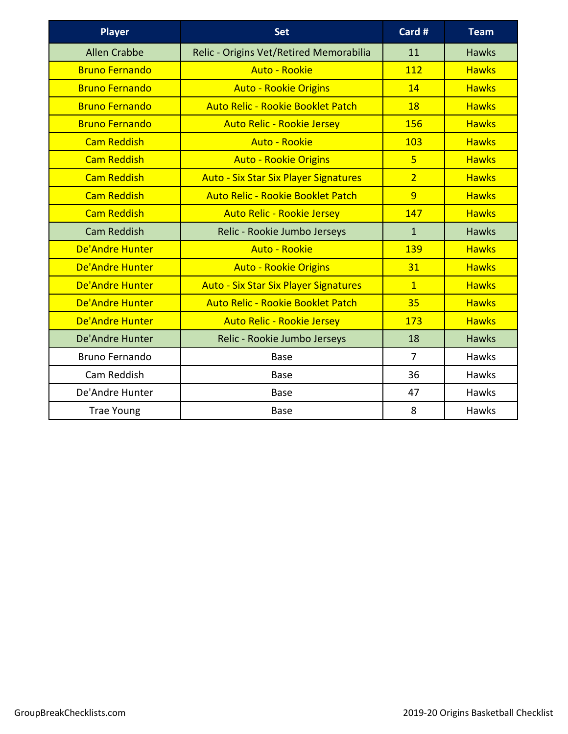| Player | Set | Card # | Team |
|---|---|---|---|
| Allen Crabbe | Relic - Origins Vet/Retired Memorabilia | 11 | Hawks |
| Bruno Fernando | Auto - Rookie | 112 | Hawks |
| Bruno Fernando | Auto - Rookie Origins | 14 | Hawks |
| Bruno Fernando | Auto Relic - Rookie Booklet Patch | 18 | Hawks |
| Bruno Fernando | Auto Relic - Rookie Jersey | 156 | Hawks |
| Cam Reddish | Auto - Rookie | 103 | Hawks |
| Cam Reddish | Auto - Rookie Origins | 5 | Hawks |
| Cam Reddish | Auto - Six Star Six Player Signatures | 2 | Hawks |
| Cam Reddish | Auto Relic - Rookie Booklet Patch | 9 | Hawks |
| Cam Reddish | Auto Relic - Rookie Jersey | 147 | Hawks |
| Cam Reddish | Relic - Rookie Jumbo Jerseys | 1 | Hawks |
| De'Andre Hunter | Auto - Rookie | 139 | Hawks |
| De'Andre Hunter | Auto - Rookie Origins | 31 | Hawks |
| De'Andre Hunter | Auto - Six Star Six Player Signatures | 1 | Hawks |
| De'Andre Hunter | Auto Relic - Rookie Booklet Patch | 35 | Hawks |
| De'Andre Hunter | Auto Relic - Rookie Jersey | 173 | Hawks |
| De'Andre Hunter | Relic - Rookie Jumbo Jerseys | 18 | Hawks |
| Bruno Fernando | Base | 7 | Hawks |
| Cam Reddish | Base | 36 | Hawks |
| De'Andre Hunter | Base | 47 | Hawks |
| Trae Young | Base | 8 | Hawks |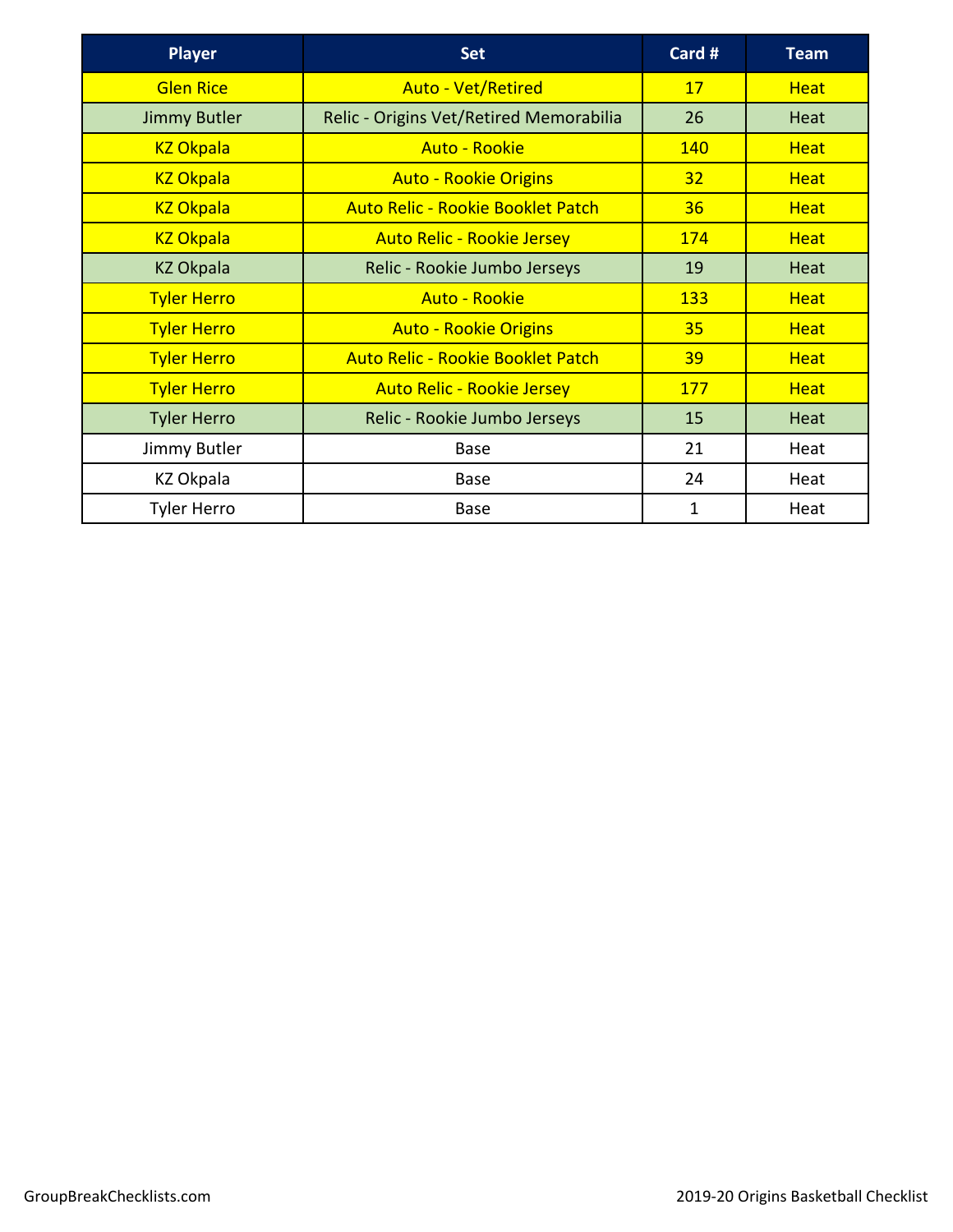| Player | Set | Card # | Team |
|---|---|---|---|
| Glen Rice | Auto - Vet/Retired | 17 | Heat |
| Jimmy Butler | Relic - Origins Vet/Retired Memorabilia | 26 | Heat |
| KZ Okpala | Auto - Rookie | 140 | Heat |
| KZ Okpala | Auto - Rookie Origins | 32 | Heat |
| KZ Okpala | Auto Relic - Rookie Booklet Patch | 36 | Heat |
| KZ Okpala | Auto Relic - Rookie Jersey | 174 | Heat |
| KZ Okpala | Relic - Rookie Jumbo Jerseys | 19 | Heat |
| Tyler Herro | Auto - Rookie | 133 | Heat |
| Tyler Herro | Auto - Rookie Origins | 35 | Heat |
| Tyler Herro | Auto Relic - Rookie Booklet Patch | 39 | Heat |
| Tyler Herro | Auto Relic - Rookie Jersey | 177 | Heat |
| Tyler Herro | Relic - Rookie Jumbo Jerseys | 15 | Heat |
| Jimmy Butler | Base | 21 | Heat |
| KZ Okpala | Base | 24 | Heat |
| Tyler Herro | Base | 1 | Heat |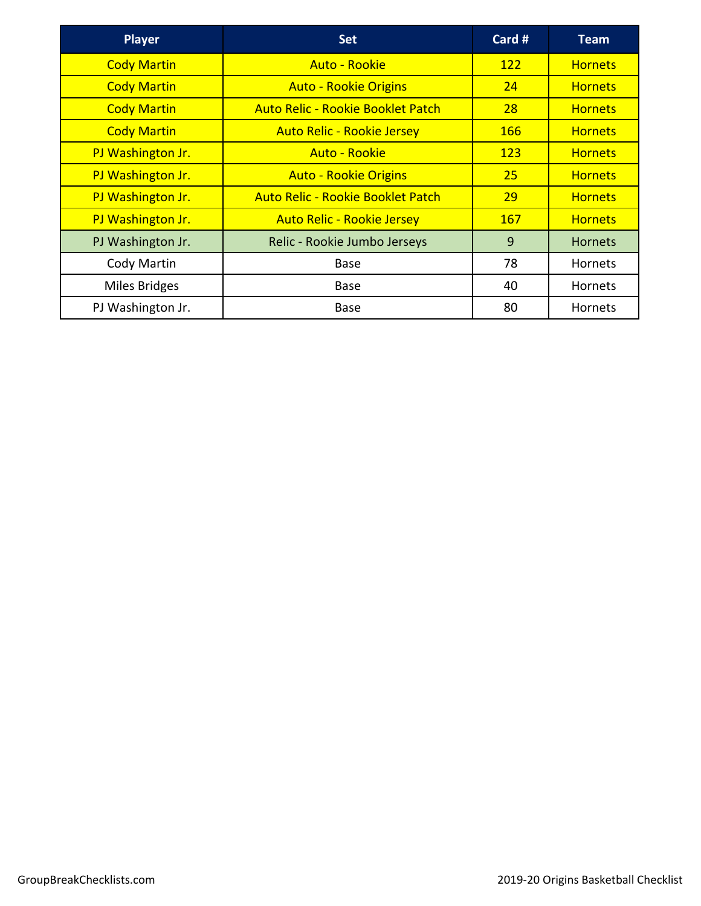| Player | Set | Card # | Team |
|---|---|---|---|
| Cody Martin | Auto - Rookie | 122 | Hornets |
| Cody Martin | Auto - Rookie Origins | 24 | Hornets |
| Cody Martin | Auto Relic - Rookie Booklet Patch | 28 | Hornets |
| Cody Martin | Auto Relic - Rookie Jersey | 166 | Hornets |
| PJ Washington Jr. | Auto - Rookie | 123 | Hornets |
| PJ Washington Jr. | Auto - Rookie Origins | 25 | Hornets |
| PJ Washington Jr. | Auto Relic - Rookie Booklet Patch | 29 | Hornets |
| PJ Washington Jr. | Auto Relic - Rookie Jersey | 167 | Hornets |
| PJ Washington Jr. | Relic - Rookie Jumbo Jerseys | 9 | Hornets |
| Cody Martin | Base | 78 | Hornets |
| Miles Bridges | Base | 40 | Hornets |
| PJ Washington Jr. | Base | 80 | Hornets |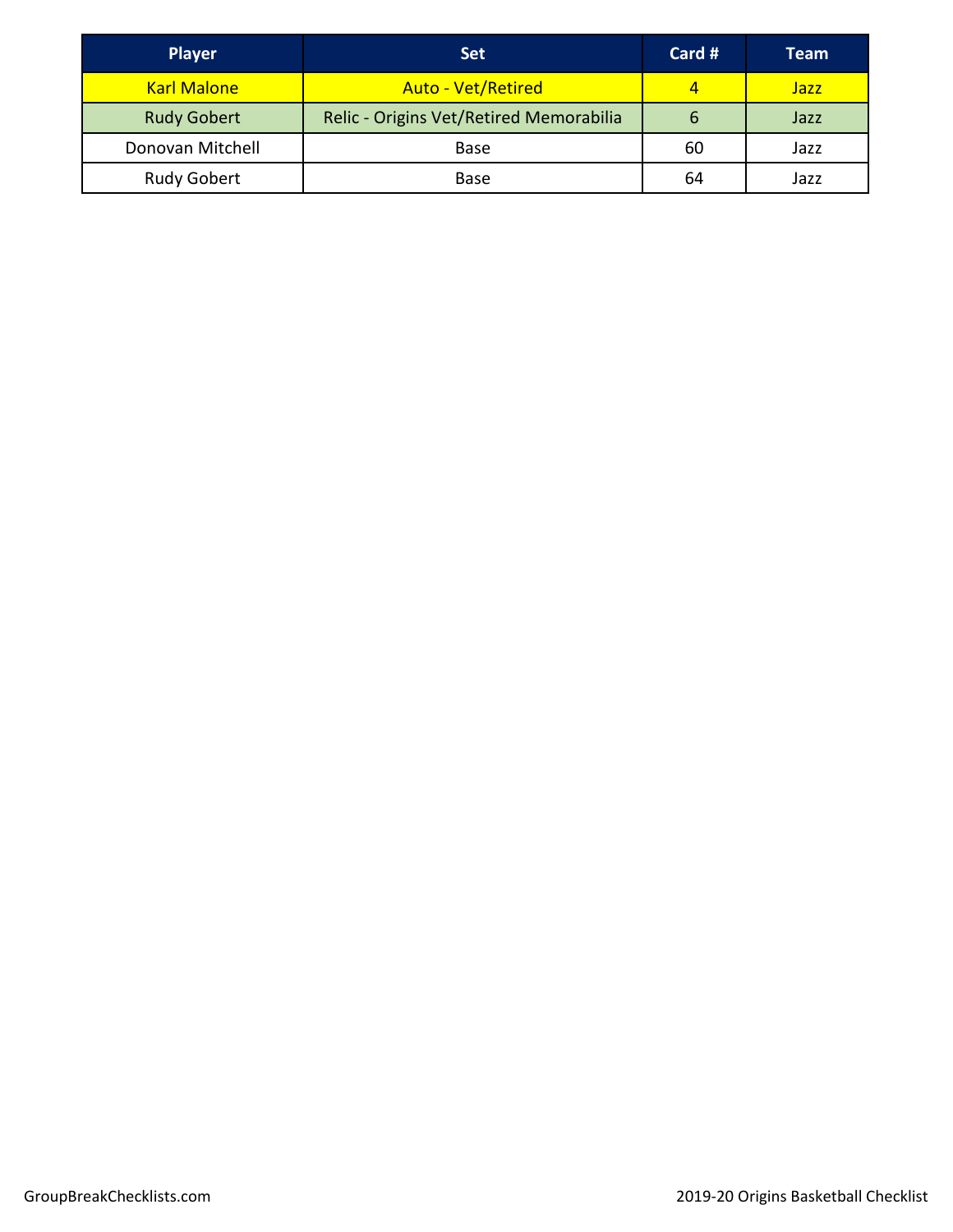| Player | Set | Card # | Team |
|---|---|---|---|
| Karl Malone | Auto - Vet/Retired | 4 | Jazz |
| Rudy Gobert | Relic - Origins Vet/Retired Memorabilia | 6 | Jazz |
| Donovan Mitchell | Base | 60 | Jazz |
| Rudy Gobert | Base | 64 | Jazz |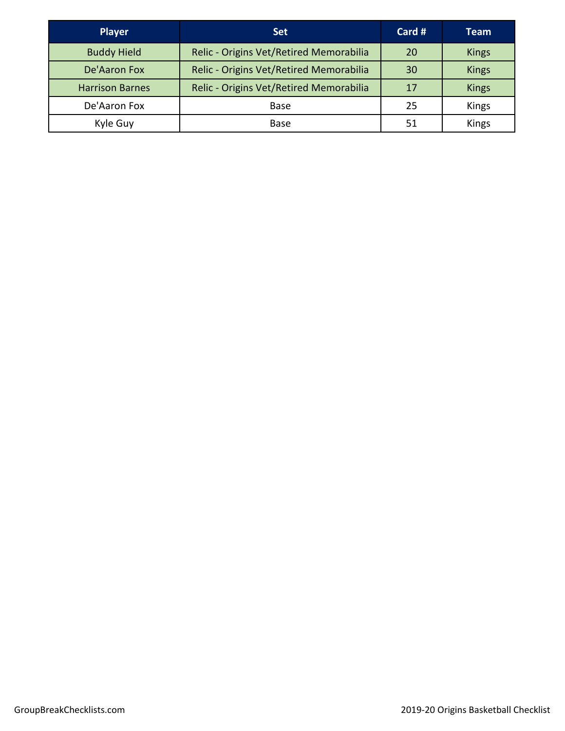| Player | Set | Card # | Team |
|---|---|---|---|
| Buddy Hield | Relic - Origins Vet/Retired Memorabilia | 20 | Kings |
| De'Aaron Fox | Relic - Origins Vet/Retired Memorabilia | 30 | Kings |
| Harrison Barnes | Relic - Origins Vet/Retired Memorabilia | 17 | Kings |
| De'Aaron Fox | Base | 25 | Kings |
| Kyle Guy | Base | 51 | Kings |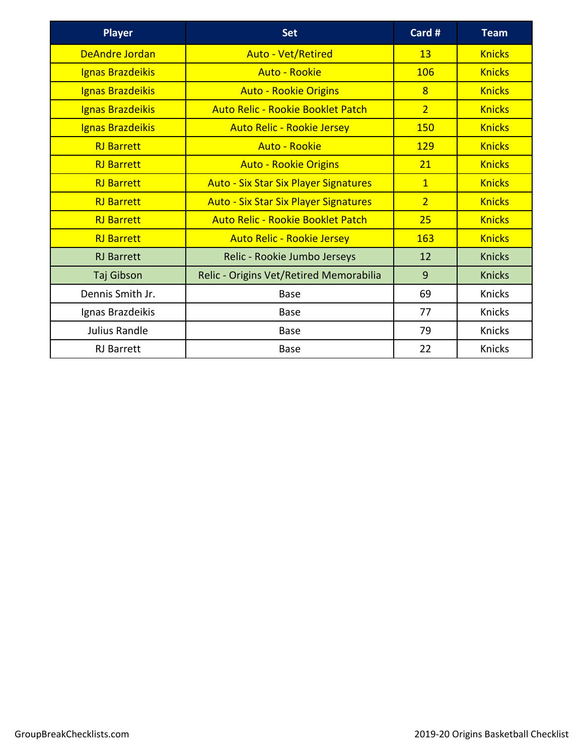| Player | Set | Card # | Team |
|---|---|---|---|
| DeAndre Jordan | Auto - Vet/Retired | 13 | Knicks |
| Ignas Brazdeikis | Auto - Rookie | 106 | Knicks |
| Ignas Brazdeikis | Auto - Rookie Origins | 8 | Knicks |
| Ignas Brazdeikis | Auto Relic - Rookie Booklet Patch | 2 | Knicks |
| Ignas Brazdeikis | Auto Relic - Rookie Jersey | 150 | Knicks |
| RJ Barrett | Auto - Rookie | 129 | Knicks |
| RJ Barrett | Auto - Rookie Origins | 21 | Knicks |
| RJ Barrett | Auto - Six Star Six Player Signatures | 1 | Knicks |
| RJ Barrett | Auto - Six Star Six Player Signatures | 2 | Knicks |
| RJ Barrett | Auto Relic - Rookie Booklet Patch | 25 | Knicks |
| RJ Barrett | Auto Relic - Rookie Jersey | 163 | Knicks |
| RJ Barrett | Relic - Rookie Jumbo Jerseys | 12 | Knicks |
| Taj Gibson | Relic - Origins Vet/Retired Memorabilia | 9 | Knicks |
| Dennis Smith Jr. | Base | 69 | Knicks |
| Ignas Brazdeikis | Base | 77 | Knicks |
| Julius Randle | Base | 79 | Knicks |
| RJ Barrett | Base | 22 | Knicks |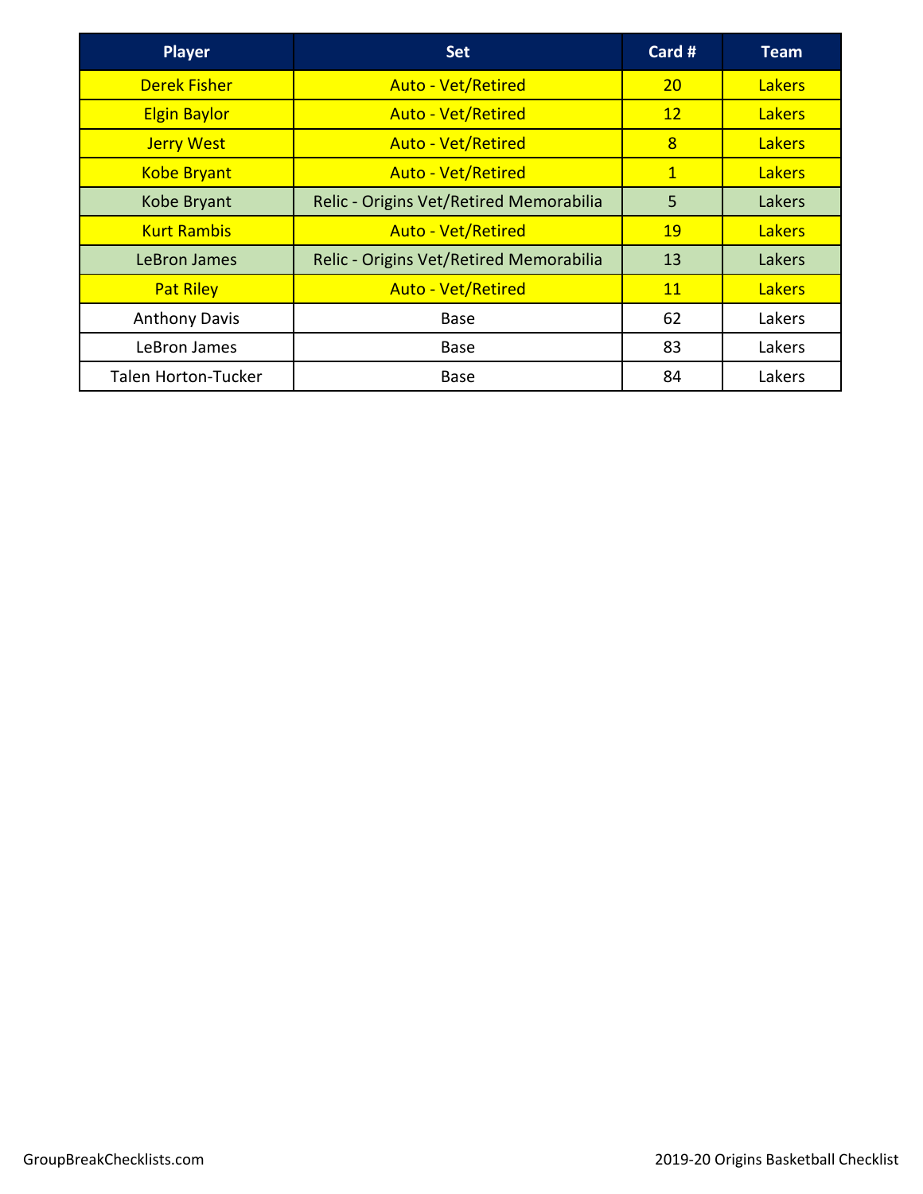| Player | Set | Card # | Team |
|---|---|---|---|
| Derek Fisher | Auto - Vet/Retired | 20 | Lakers |
| Elgin Baylor | Auto - Vet/Retired | 12 | Lakers |
| Jerry West | Auto - Vet/Retired | 8 | Lakers |
| Kobe Bryant | Auto - Vet/Retired | 1 | Lakers |
| Kobe Bryant | Relic - Origins Vet/Retired Memorabilia | 5 | Lakers |
| Kurt Rambis | Auto - Vet/Retired | 19 | Lakers |
| LeBron James | Relic - Origins Vet/Retired Memorabilia | 13 | Lakers |
| Pat Riley | Auto - Vet/Retired | 11 | Lakers |
| Anthony Davis | Base | 62 | Lakers |
| LeBron James | Base | 83 | Lakers |
| Talen Horton-Tucker | Base | 84 | Lakers |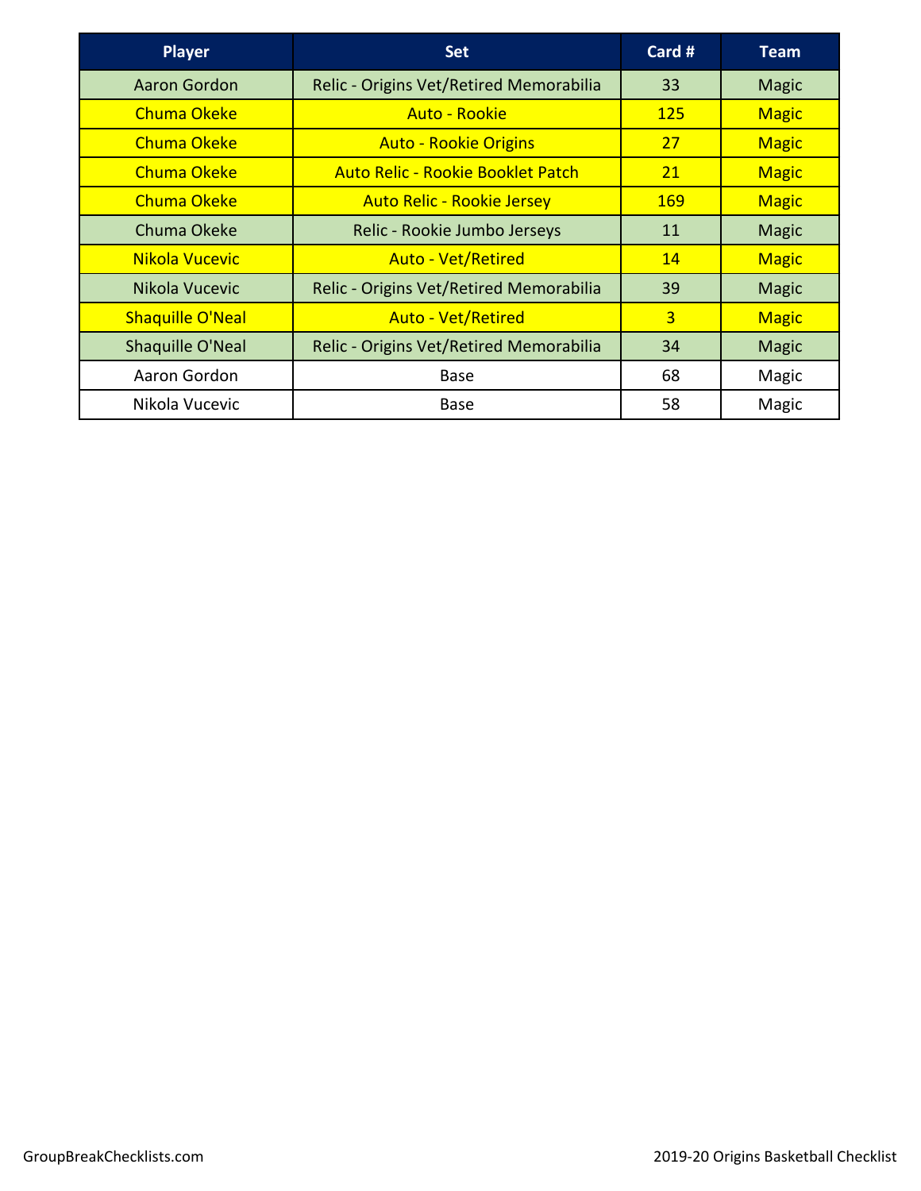| Player | Set | Card # | Team |
|---|---|---|---|
| Aaron Gordon | Relic - Origins Vet/Retired Memorabilia | 33 | Magic |
| Chuma Okeke | Auto - Rookie | 125 | Magic |
| Chuma Okeke | Auto - Rookie Origins | 27 | Magic |
| Chuma Okeke | Auto Relic - Rookie Booklet Patch | 21 | Magic |
| Chuma Okeke | Auto Relic - Rookie Jersey | 169 | Magic |
| Chuma Okeke | Relic - Rookie Jumbo Jerseys | 11 | Magic |
| Nikola Vucevic | Auto - Vet/Retired | 14 | Magic |
| Nikola Vucevic | Relic - Origins Vet/Retired Memorabilia | 39 | Magic |
| Shaquille O'Neal | Auto - Vet/Retired | 3 | Magic |
| Shaquille O'Neal | Relic - Origins Vet/Retired Memorabilia | 34 | Magic |
| Aaron Gordon | Base | 68 | Magic |
| Nikola Vucevic | Base | 58 | Magic |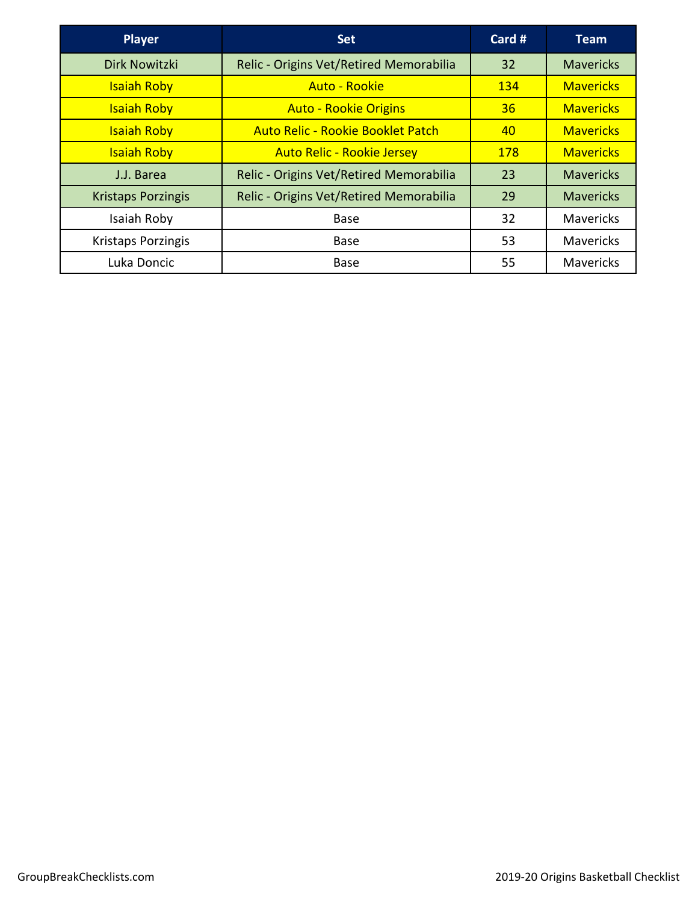| Player | Set | Card # | Team |
|---|---|---|---|
| Dirk Nowitzki | Relic - Origins Vet/Retired Memorabilia | 32 | Mavericks |
| Isaiah Roby | Auto - Rookie | 134 | Mavericks |
| Isaiah Roby | Auto - Rookie Origins | 36 | Mavericks |
| Isaiah Roby | Auto Relic - Rookie Booklet Patch | 40 | Mavericks |
| Isaiah Roby | Auto Relic - Rookie Jersey | 178 | Mavericks |
| J.J. Barea | Relic - Origins Vet/Retired Memorabilia | 23 | Mavericks |
| Kristaps Porzingis | Relic - Origins Vet/Retired Memorabilia | 29 | Mavericks |
| Isaiah Roby | Base | 32 | Mavericks |
| Kristaps Porzingis | Base | 53 | Mavericks |
| Luka Doncic | Base | 55 | Mavericks |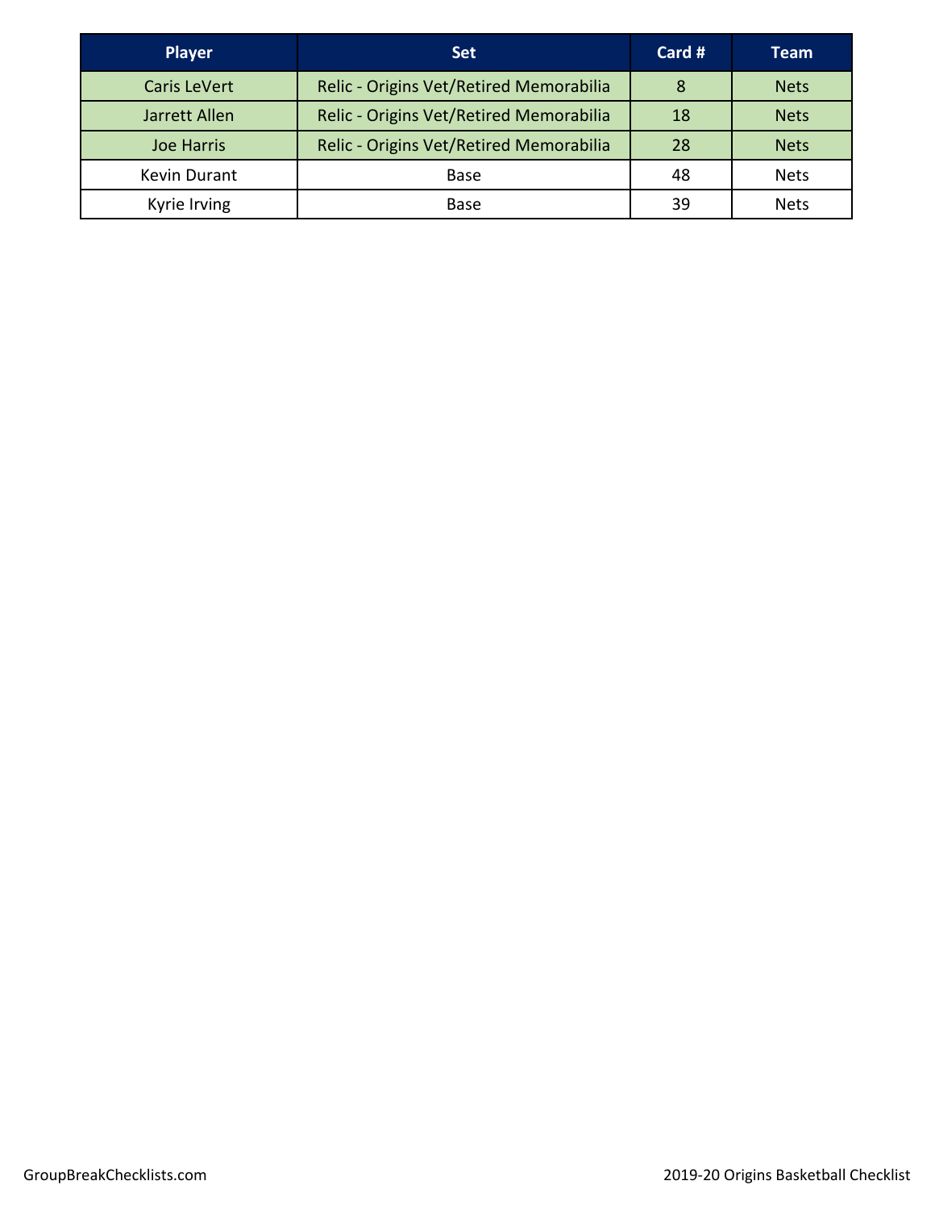| Player | Set | Card # | Team |
|---|---|---|---|
| Caris LeVert | Relic - Origins Vet/Retired Memorabilia | 8 | Nets |
| Jarrett Allen | Relic - Origins Vet/Retired Memorabilia | 18 | Nets |
| Joe Harris | Relic - Origins Vet/Retired Memorabilia | 28 | Nets |
| Kevin Durant | Base | 48 | Nets |
| Kyrie Irving | Base | 39 | Nets |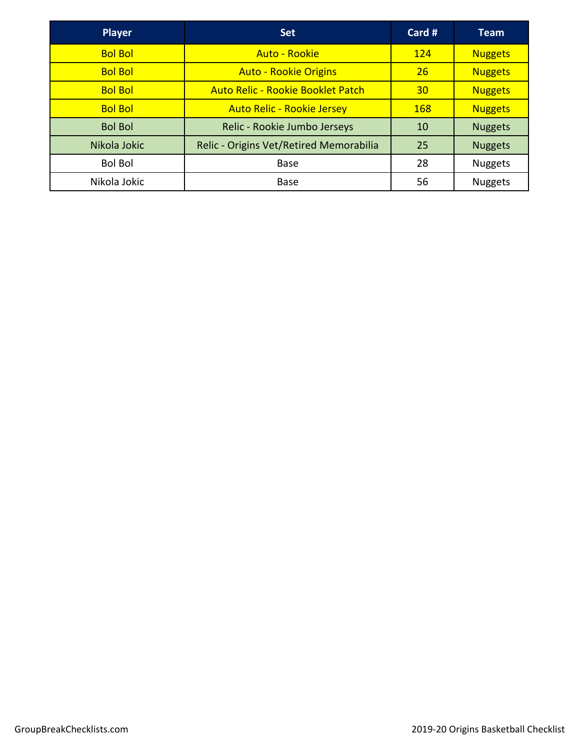| Player | Set | Card # | Team |
| --- | --- | --- | --- |
| Bol Bol | Auto - Rookie | 124 | Nuggets |
| Bol Bol | Auto - Rookie Origins | 26 | Nuggets |
| Bol Bol | Auto Relic - Rookie Booklet Patch | 30 | Nuggets |
| Bol Bol | Auto Relic - Rookie Jersey | 168 | Nuggets |
| Bol Bol | Relic - Rookie Jumbo Jerseys | 10 | Nuggets |
| Nikola Jokic | Relic - Origins Vet/Retired Memorabilia | 25 | Nuggets |
| Bol Bol | Base | 28 | Nuggets |
| Nikola Jokic | Base | 56 | Nuggets |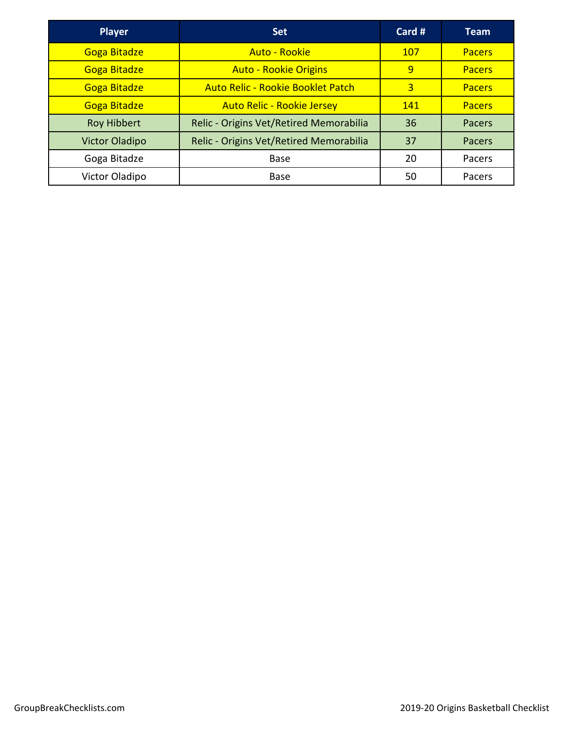| Player | Set | Card # | Team |
| --- | --- | --- | --- |
| Goga Bitadze | Auto - Rookie | 107 | Pacers |
| Goga Bitadze | Auto - Rookie Origins | 9 | Pacers |
| Goga Bitadze | Auto Relic - Rookie Booklet Patch | 3 | Pacers |
| Goga Bitadze | Auto Relic - Rookie Jersey | 141 | Pacers |
| Roy Hibbert | Relic - Origins Vet/Retired Memorabilia | 36 | Pacers |
| Victor Oladipo | Relic - Origins Vet/Retired Memorabilia | 37 | Pacers |
| Goga Bitadze | Base | 20 | Pacers |
| Victor Oladipo | Base | 50 | Pacers |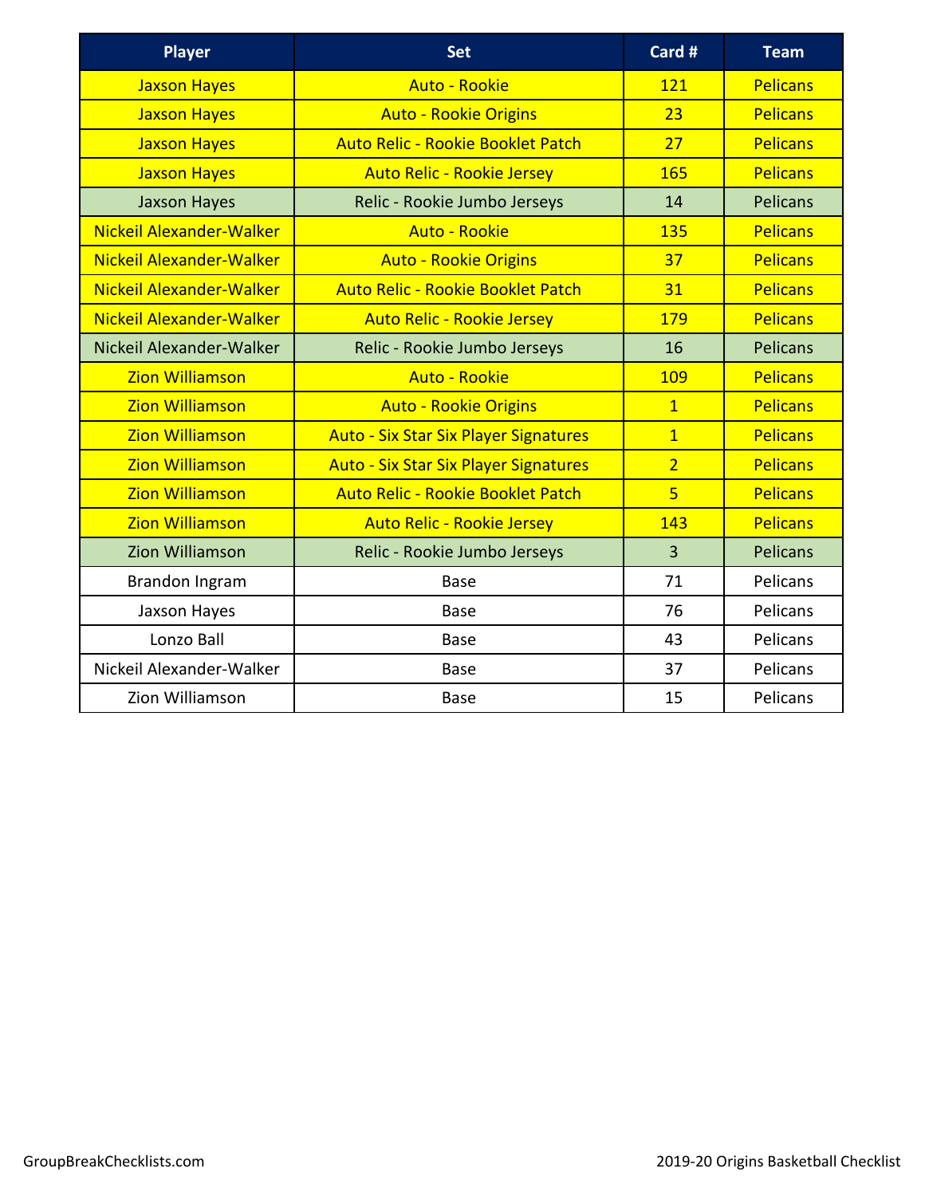| Player | Set | Card # | Team |
|---|---|---|---|
| Jaxson Hayes | Auto - Rookie | 121 | Pelicans |
| Jaxson Hayes | Auto - Rookie Origins | 23 | Pelicans |
| Jaxson Hayes | Auto Relic - Rookie Booklet Patch | 27 | Pelicans |
| Jaxson Hayes | Auto Relic - Rookie Jersey | 165 | Pelicans |
| Jaxson Hayes | Relic - Rookie Jumbo Jerseys | 14 | Pelicans |
| Nickeil Alexander-Walker | Auto - Rookie | 135 | Pelicans |
| Nickeil Alexander-Walker | Auto - Rookie Origins | 37 | Pelicans |
| Nickeil Alexander-Walker | Auto Relic - Rookie Booklet Patch | 31 | Pelicans |
| Nickeil Alexander-Walker | Auto Relic - Rookie Jersey | 179 | Pelicans |
| Nickeil Alexander-Walker | Relic - Rookie Jumbo Jerseys | 16 | Pelicans |
| Zion Williamson | Auto - Rookie | 109 | Pelicans |
| Zion Williamson | Auto - Rookie Origins | 1 | Pelicans |
| Zion Williamson | Auto - Six Star Six Player Signatures | 1 | Pelicans |
| Zion Williamson | Auto - Six Star Six Player Signatures | 2 | Pelicans |
| Zion Williamson | Auto Relic - Rookie Booklet Patch | 5 | Pelicans |
| Zion Williamson | Auto Relic - Rookie Jersey | 143 | Pelicans |
| Zion Williamson | Relic - Rookie Jumbo Jerseys | 3 | Pelicans |
| Brandon Ingram | Base | 71 | Pelicans |
| Jaxson Hayes | Base | 76 | Pelicans |
| Lonzo Ball | Base | 43 | Pelicans |
| Nickeil Alexander-Walker | Base | 37 | Pelicans |
| Zion Williamson | Base | 15 | Pelicans |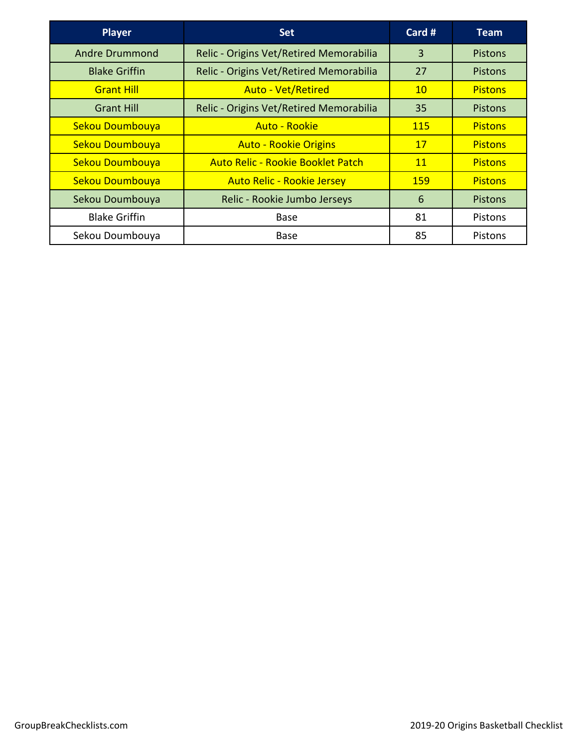| Player | Set | Card # | Team |
| --- | --- | --- | --- |
| Andre Drummond | Relic - Origins Vet/Retired Memorabilia | 3 | Pistons |
| Blake Griffin | Relic - Origins Vet/Retired Memorabilia | 27 | Pistons |
| Grant Hill | Auto - Vet/Retired | 10 | Pistons |
| Grant Hill | Relic - Origins Vet/Retired Memorabilia | 35 | Pistons |
| Sekou Doumbouya | Auto - Rookie | 115 | Pistons |
| Sekou Doumbouya | Auto - Rookie Origins | 17 | Pistons |
| Sekou Doumbouya | Auto Relic - Rookie Booklet Patch | 11 | Pistons |
| Sekou Doumbouya | Auto Relic - Rookie Jersey | 159 | Pistons |
| Sekou Doumbouya | Relic - Rookie Jumbo Jerseys | 6 | Pistons |
| Blake Griffin | Base | 81 | Pistons |
| Sekou Doumbouya | Base | 85 | Pistons |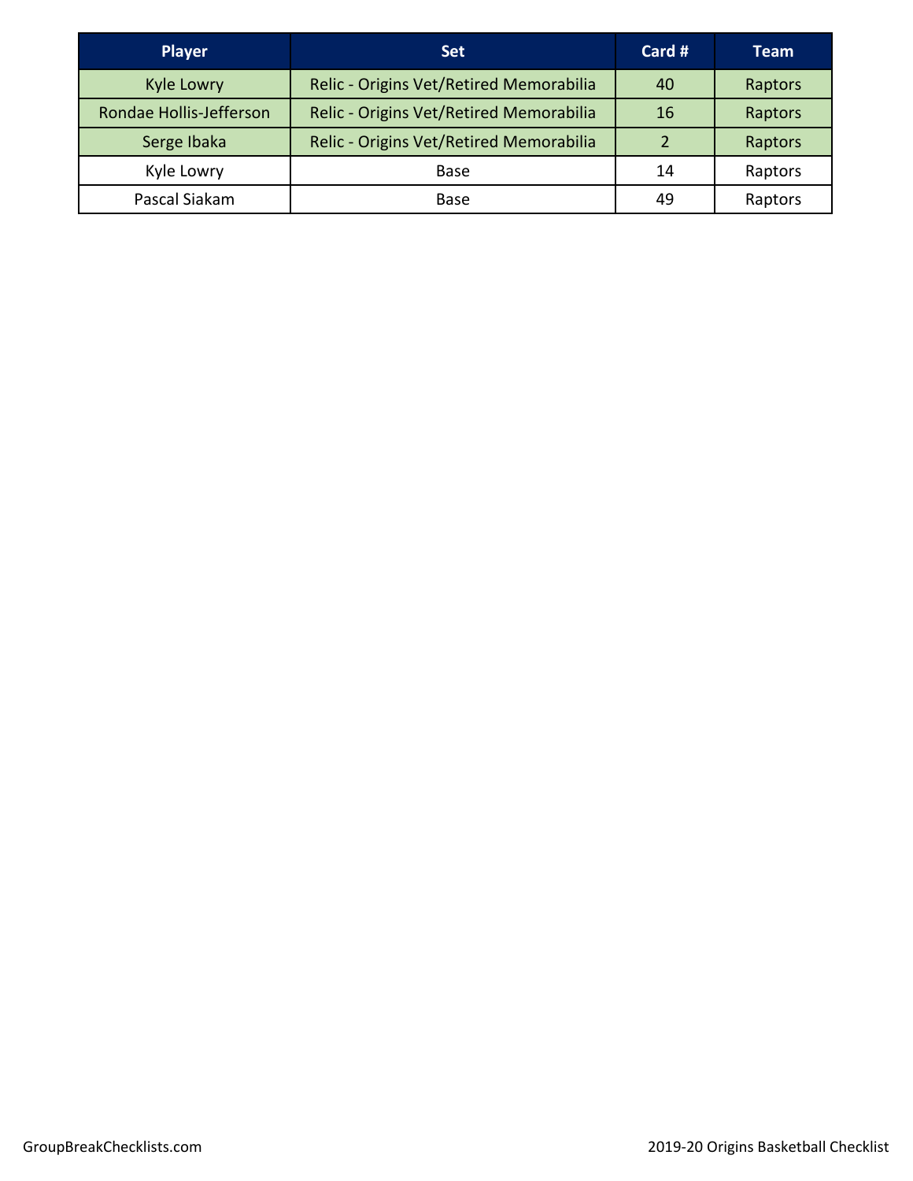| Player | Set | Card # | Team |
|---|---|---|---|
| Kyle Lowry | Relic - Origins Vet/Retired Memorabilia | 40 | Raptors |
| Rondae Hollis-Jefferson | Relic - Origins Vet/Retired Memorabilia | 16 | Raptors |
| Serge Ibaka | Relic - Origins Vet/Retired Memorabilia | 2 | Raptors |
| Kyle Lowry | Base | 14 | Raptors |
| Pascal Siakam | Base | 49 | Raptors |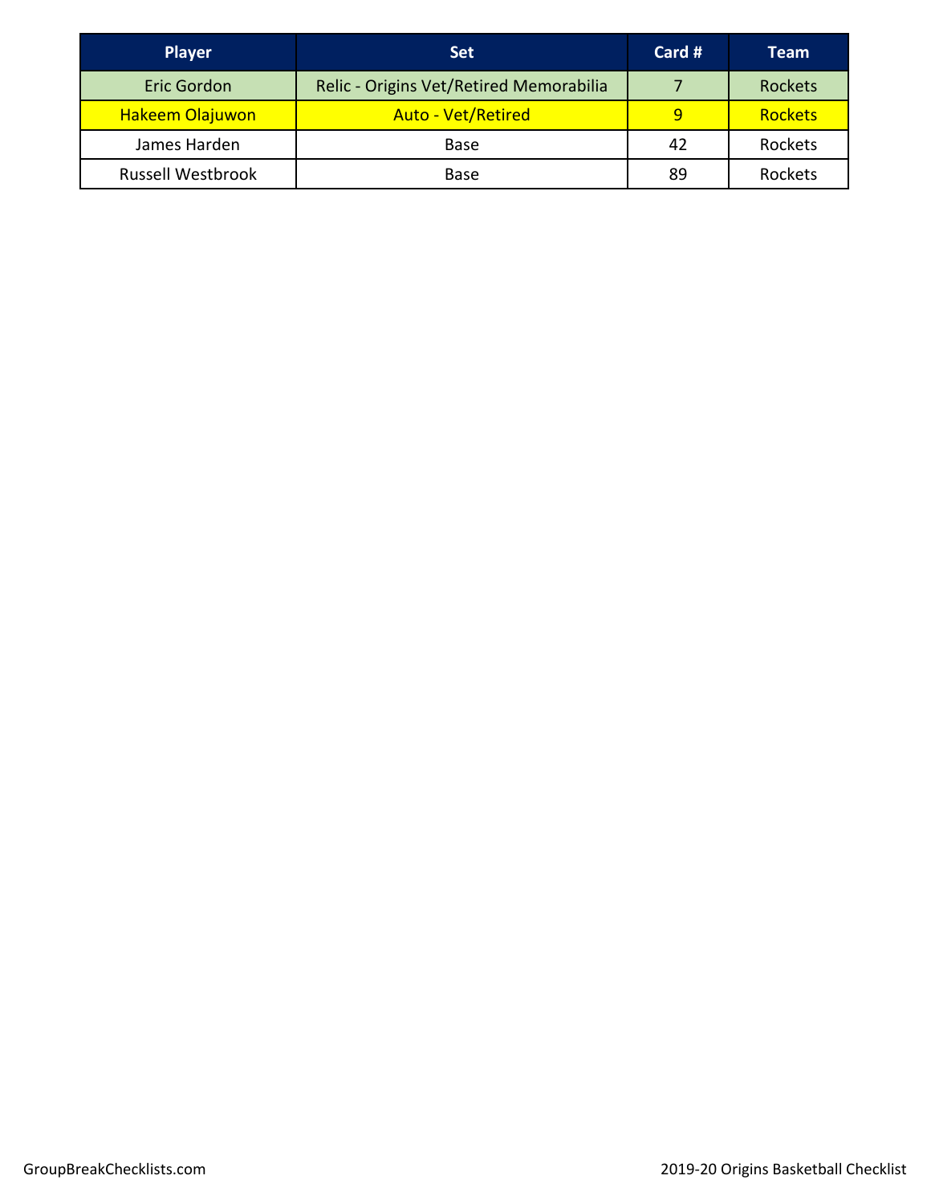| Player | Set | Card # | Team |
|---|---|---|---|
| Eric Gordon | Relic - Origins Vet/Retired Memorabilia | 7 | Rockets |
| Hakeem Olajuwon | Auto - Vet/Retired | 9 | Rockets |
| James Harden | Base | 42 | Rockets |
| Russell Westbrook | Base | 89 | Rockets |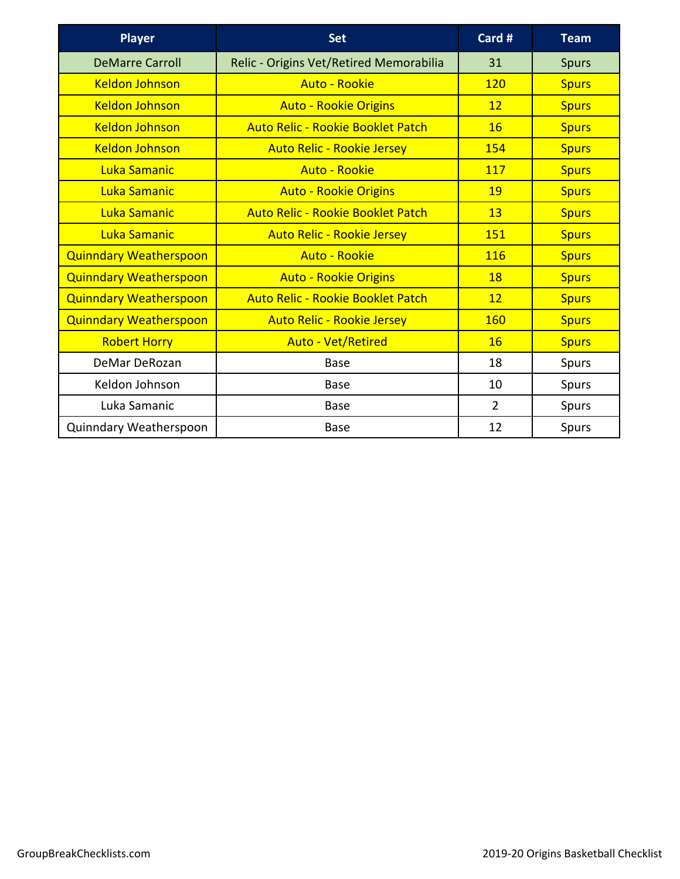| Player | Set | Card # | Team |
|---|---|---|---|
| DeMarre Carroll | Relic - Origins Vet/Retired Memorabilia | 31 | Spurs |
| Keldon Johnson | Auto - Rookie | 120 | Spurs |
| Keldon Johnson | Auto - Rookie Origins | 12 | Spurs |
| Keldon Johnson | Auto Relic - Rookie Booklet Patch | 16 | Spurs |
| Keldon Johnson | Auto Relic - Rookie Jersey | 154 | Spurs |
| Luka Samanic | Auto - Rookie | 117 | Spurs |
| Luka Samanic | Auto - Rookie Origins | 19 | Spurs |
| Luka Samanic | Auto Relic - Rookie Booklet Patch | 13 | Spurs |
| Luka Samanic | Auto Relic - Rookie Jersey | 151 | Spurs |
| Quinndary Weatherspoon | Auto - Rookie | 116 | Spurs |
| Quinndary Weatherspoon | Auto - Rookie Origins | 18 | Spurs |
| Quinndary Weatherspoon | Auto Relic - Rookie Booklet Patch | 12 | Spurs |
| Quinndary Weatherspoon | Auto Relic - Rookie Jersey | 160 | Spurs |
| Robert Horry | Auto - Vet/Retired | 16 | Spurs |
| DeMar DeRozan | Base | 18 | Spurs |
| Keldon Johnson | Base | 10 | Spurs |
| Luka Samanic | Base | 2 | Spurs |
| Quinndary Weatherspoon | Base | 12 | Spurs |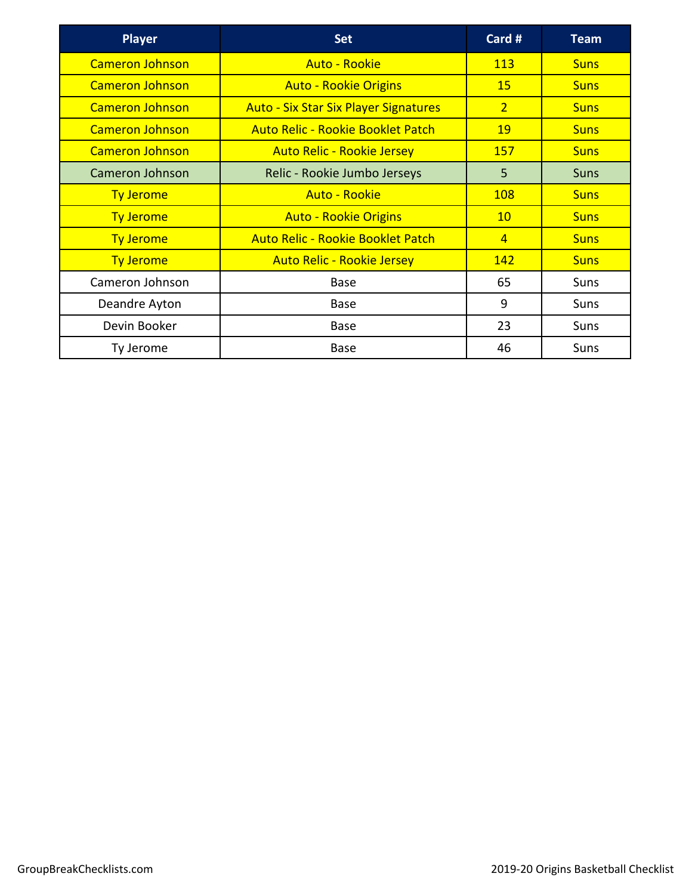| Player | Set | Card # | Team |
|---|---|---|---|
| Cameron Johnson | Auto - Rookie | 113 | Suns |
| Cameron Johnson | Auto - Rookie Origins | 15 | Suns |
| Cameron Johnson | Auto - Six Star Six Player Signatures | 2 | Suns |
| Cameron Johnson | Auto Relic - Rookie Booklet Patch | 19 | Suns |
| Cameron Johnson | Auto Relic - Rookie Jersey | 157 | Suns |
| Cameron Johnson | Relic - Rookie Jumbo Jerseys | 5 | Suns |
| Ty Jerome | Auto - Rookie | 108 | Suns |
| Ty Jerome | Auto - Rookie Origins | 10 | Suns |
| Ty Jerome | Auto Relic - Rookie Booklet Patch | 4 | Suns |
| Ty Jerome | Auto Relic - Rookie Jersey | 142 | Suns |
| Cameron Johnson | Base | 65 | Suns |
| Deandre Ayton | Base | 9 | Suns |
| Devin Booker | Base | 23 | Suns |
| Ty Jerome | Base | 46 | Suns |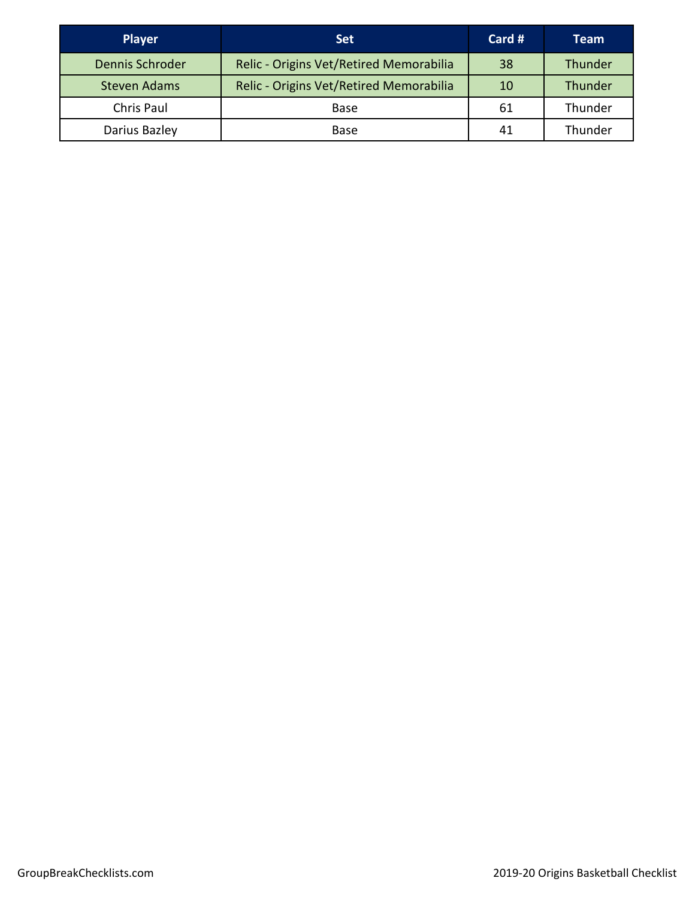| Player | Set | Card # | Team |
|---|---|---|---|
| Dennis Schroder | Relic - Origins Vet/Retired Memorabilia | 38 | Thunder |
| Steven Adams | Relic - Origins Vet/Retired Memorabilia | 10 | Thunder |
| Chris Paul | Base | 61 | Thunder |
| Darius Bazley | Base | 41 | Thunder |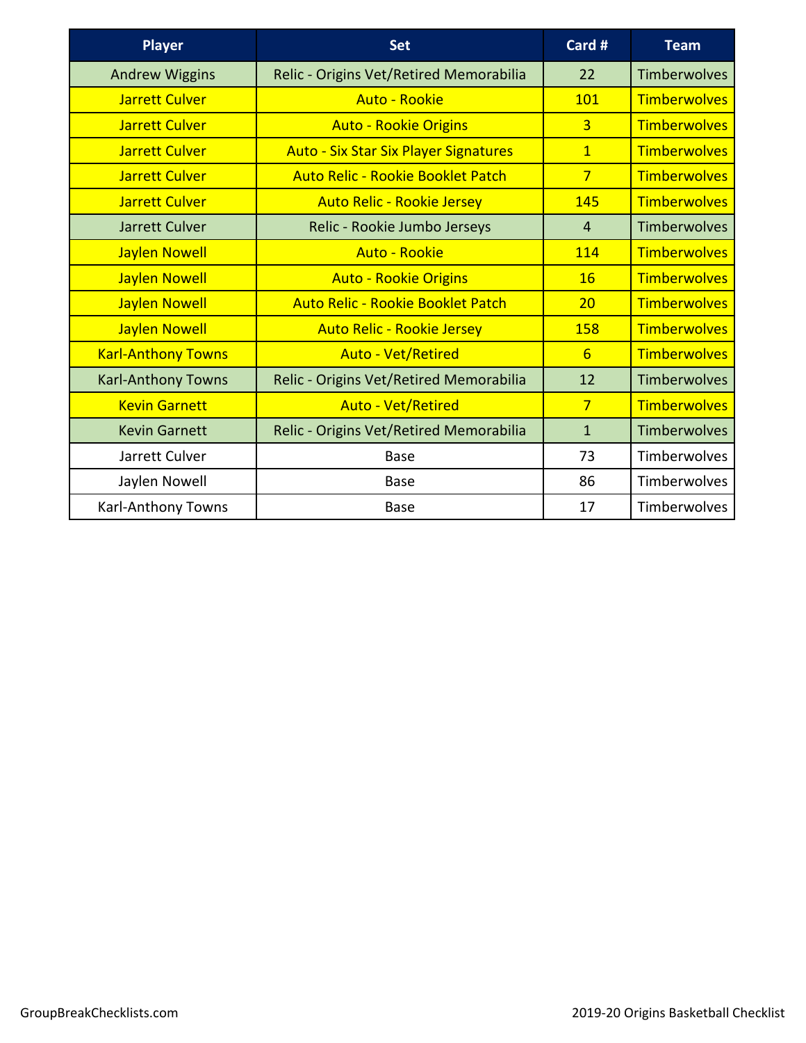| Player | Set | Card # | Team |
|---|---|---|---|
| Andrew Wiggins | Relic - Origins Vet/Retired Memorabilia | 22 | Timberwolves |
| Jarrett Culver | Auto - Rookie | 101 | Timberwolves |
| Jarrett Culver | Auto - Rookie Origins | 3 | Timberwolves |
| Jarrett Culver | Auto - Six Star Six Player Signatures | 1 | Timberwolves |
| Jarrett Culver | Auto Relic - Rookie Booklet Patch | 7 | Timberwolves |
| Jarrett Culver | Auto Relic - Rookie Jersey | 145 | Timberwolves |
| Jarrett Culver | Relic - Rookie Jumbo Jerseys | 4 | Timberwolves |
| Jaylen Nowell | Auto - Rookie | 114 | Timberwolves |
| Jaylen Nowell | Auto - Rookie Origins | 16 | Timberwolves |
| Jaylen Nowell | Auto Relic - Rookie Booklet Patch | 20 | Timberwolves |
| Jaylen Nowell | Auto Relic - Rookie Jersey | 158 | Timberwolves |
| Karl-Anthony Towns | Auto - Vet/Retired | 6 | Timberwolves |
| Karl-Anthony Towns | Relic - Origins Vet/Retired Memorabilia | 12 | Timberwolves |
| Kevin Garnett | Auto - Vet/Retired | 7 | Timberwolves |
| Kevin Garnett | Relic - Origins Vet/Retired Memorabilia | 1 | Timberwolves |
| Jarrett Culver | Base | 73 | Timberwolves |
| Jaylen Nowell | Base | 86 | Timberwolves |
| Karl-Anthony Towns | Base | 17 | Timberwolves |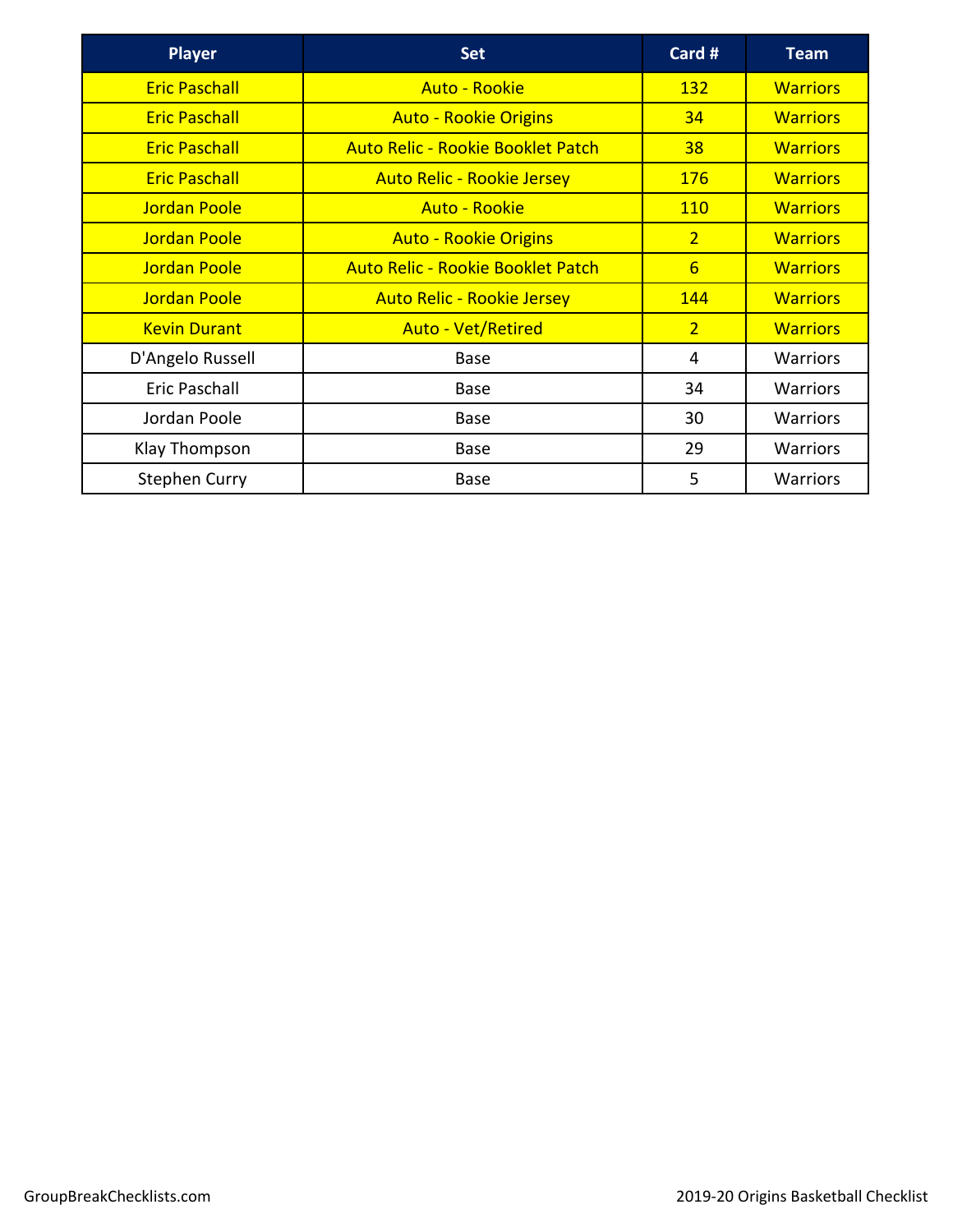| Player | Set | Card # | Team |
|---|---|---|---|
| Eric Paschall | Auto - Rookie | 132 | Warriors |
| Eric Paschall | Auto - Rookie Origins | 34 | Warriors |
| Eric Paschall | Auto Relic - Rookie Booklet Patch | 38 | Warriors |
| Eric Paschall | Auto Relic - Rookie Jersey | 176 | Warriors |
| Jordan Poole | Auto - Rookie | 110 | Warriors |
| Jordan Poole | Auto - Rookie Origins | 2 | Warriors |
| Jordan Poole | Auto Relic - Rookie Booklet Patch | 6 | Warriors |
| Jordan Poole | Auto Relic - Rookie Jersey | 144 | Warriors |
| Kevin Durant | Auto - Vet/Retired | 2 | Warriors |
| D'Angelo Russell | Base | 4 | Warriors |
| Eric Paschall | Base | 34 | Warriors |
| Jordan Poole | Base | 30 | Warriors |
| Klay Thompson | Base | 29 | Warriors |
| Stephen Curry | Base | 5 | Warriors |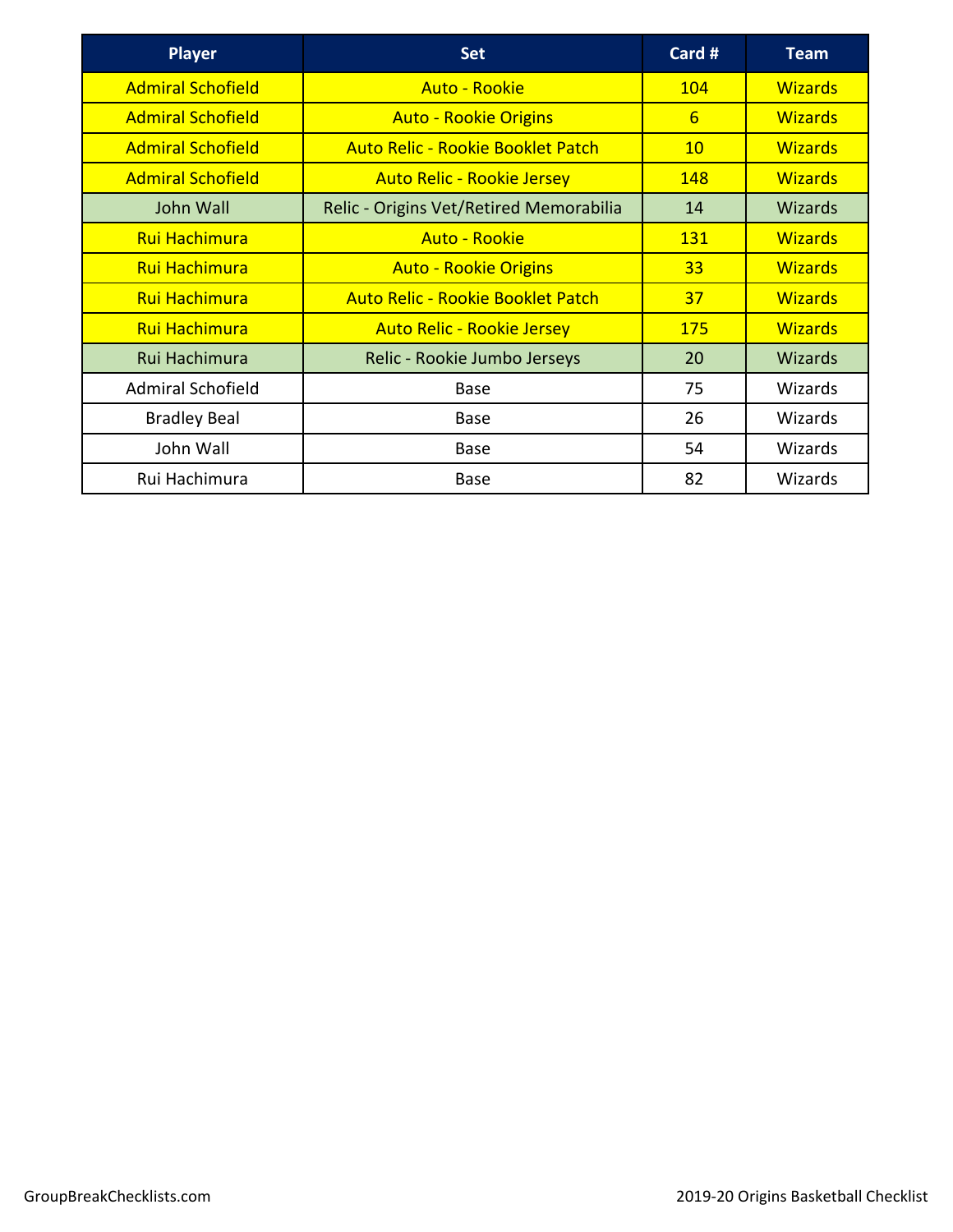| Player | Set | Card # | Team |
|---|---|---|---|
| Admiral Schofield | Auto - Rookie | 104 | Wizards |
| Admiral Schofield | Auto - Rookie Origins | 6 | Wizards |
| Admiral Schofield | Auto Relic - Rookie Booklet Patch | 10 | Wizards |
| Admiral Schofield | Auto Relic - Rookie Jersey | 148 | Wizards |
| John Wall | Relic - Origins Vet/Retired Memorabilia | 14 | Wizards |
| Rui Hachimura | Auto - Rookie | 131 | Wizards |
| Rui Hachimura | Auto - Rookie Origins | 33 | Wizards |
| Rui Hachimura | Auto Relic - Rookie Booklet Patch | 37 | Wizards |
| Rui Hachimura | Auto Relic - Rookie Jersey | 175 | Wizards |
| Rui Hachimura | Relic - Rookie Jumbo Jerseys | 20 | Wizards |
| Admiral Schofield | Base | 75 | Wizards |
| Bradley Beal | Base | 26 | Wizards |
| John Wall | Base | 54 | Wizards |
| Rui Hachimura | Base | 82 | Wizards |